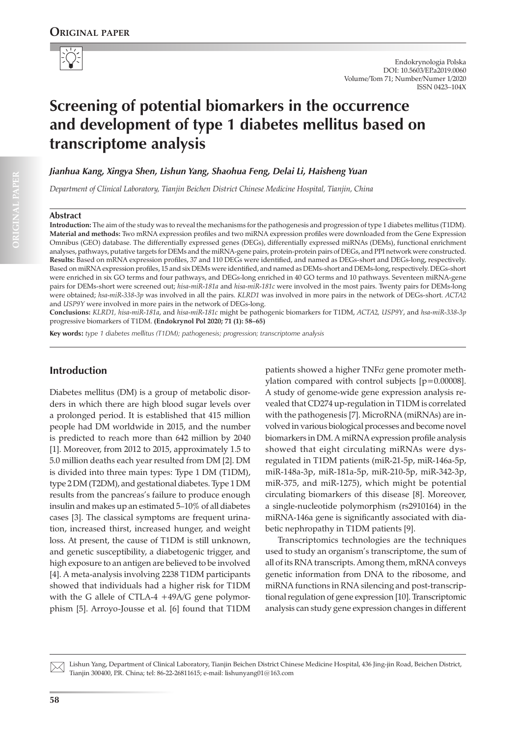**Original paper**

# Screening of potential biomarkers in the occurrence and development of type 1 diabetes mellitus based on transcriptome analysis

*Jianhua Kang, Xingya Shen, Lishun Yang, Shaohua Feng, Delai Li, Haisheng Yuan*

*Department of Clinical Laboratory, Tianjin Beichen District Chinese Medicine Hospital, Tianjin, China*

## Abstract

**Introduction:** The aim of the study was to reveal the mechanisms for the pathogenesis and progression of type 1 diabetes mellitus (T1DM).
**Material and methods:** Two mRNA expression profiles and two miRNA expression profiles were downloaded from the Gene Expression Omnibus (GEO) database. The differentially expressed genes (DEGs), differentially expressed miRNAs (DEMs), functional enrichment analyses, pathways, putative targets for DEMs and the miRNA-gene pairs, protein-protein pairs of DEGs, and PPI network were constructed.
**Results:** Based on mRNA expression profiles, 37 and 110 DEGs were identified, and named as DEGs-short and DEGs-long, respectively. Based on miRNA expression profiles, 15 and six DEMs were identified, and named as DEMs-short and DEMs-long, respectively. DEGs-short were enriched in six GO terms and four pathways, and DEGs-long enriched in 40 GO terms and 10 pathways. Seventeen miRNA-gene pairs for DEMs-short were screened out; *hisa-miR-181a* and *hisa-miR-181c* were involved in the most pairs. Twenty pairs for DEMs-long were obtained; *hsa-miR-338-3p* was involved in all the pairs. *KLRD1* was involved in more pairs in the network of DEGs-short. *ACTA2* and *USP9Y* were involved in more pairs in the network of DEGs-long.
**Conclusions:** *KLRD1, hisa-miR-181a*, and *hisa-miR-181c* might be pathogenic biomarkers for T1DM, *ACTA2, USP9Y*, and *hsa-miR-338-3p* progressive biomarkers of T1DM. **(Endokrynol Pol 2020; 71 (1): 58–65)**

**Key words:** *type 1 diabetes mellitus (T1DM); pathogenesis; progression; transcriptome analysis*

## Introduction

Diabetes mellitus (DM) is a group of metabolic disorders in which there are high blood sugar levels over a prolonged period. It is established that 415 million people had DM worldwide in 2015, and the number is predicted to reach more than 642 million by 2040 [1]. Moreover, from 2012 to 2015, approximately 1.5 to 5.0 million deaths each year resulted from DM [2]. DM is divided into three main types: Type 1 DM (T1DM), type 2 DM (T2DM), and gestational diabetes. Type 1 DM results from the pancreas's failure to produce enough insulin and makes up an estimated 5–10% of all diabetes cases [3]. The classical symptoms are frequent urination, increased thirst, increased hunger, and weight loss. At present, the cause of T1DM is still unknown, and genetic susceptibility, a diabetogenic trigger, and high exposure to an antigen are believed to be involved [4]. A meta-analysis involving 2238 T1DM participants showed that individuals had a higher risk for T1DM with the G allele of CTLA-4 +49A/G gene polymorphism [5]. Arroyo-Jousse et al. [6] found that T1DM patients showed a higher TNF$\alpha$ gene promoter methylation compared with control subjects [$p=0.00008$]. A study of genome-wide gene expression analysis revealed that CD274 up-regulation in T1DM is correlated with the pathogenesis [7]. MicroRNA (miRNAs) are involved in various biological processes and become novel biomarkers in DM. A miRNA expression profile analysis showed that eight circulating miRNAs were dysregulated in T1DM patients (miR-21-5p, miR-146a-5p, miR-148a-3p, miR-181a-5p, miR-210-5p, miR-342-3p, miR-375, and miR-1275), which might be potential circulating biomarkers of this disease [8]. Moreover, a single-nucleotide polymorphism (rs2910164) in the miRNA-146a gene is significantly associated with diabetic nephropathy in T1DM patients [9].

Transcriptomics technologies are the techniques used to study an organism's transcriptome, the sum of all of its RNA transcripts. Among them, mRNA conveys genetic information from DNA to the ribosome, and miRNA functions in RNA silencing and post-transcriptional regulation of gene expression [10]. Transcriptomic analysis can study gene expression changes in different

Lishun Yang, Department of Clinical Laboratory, Tianjin Beichen District Chinese Medicine Hospital, 436 Jing-jin Road, Beichen District, Tianjin 300400, P.R. China; tel: 86-22-26811615; e-mail: lishunyang01@163.com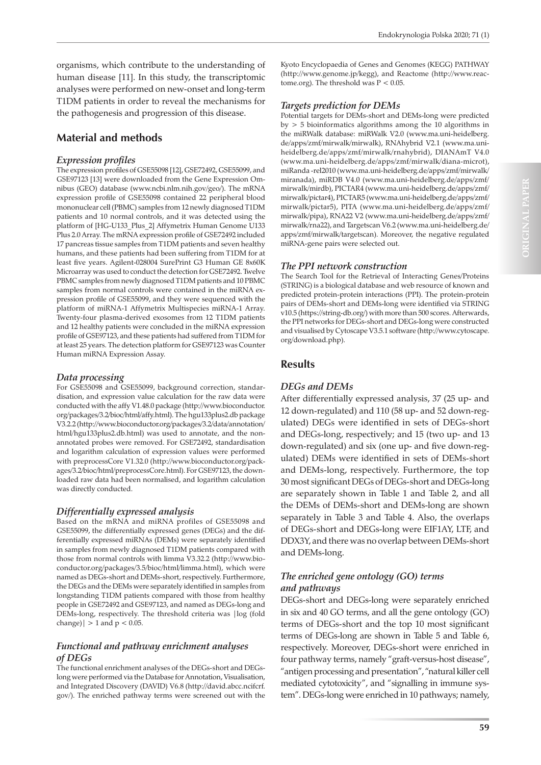organisms, which contribute to the understanding of human disease [11]. In this study, the transcriptomic analyses were performed on new-onset and long-term T1DM patients in order to reveal the mechanisms for the pathogenesis and progression of this disease.

## Material and methods

### *Expression profiles*

The expression profiles of GSE55098 [12], GSE72492, GSE55099, and GSE97123 [13] were downloaded from the Gene Expression Omnibus (GEO) database (www.ncbi.nlm.nih.gov/geo/). The mRNA expression profile of GSE55098 contained 22 peripheral blood mononuclear cell (PBMC) samples from 12 newly diagnosed T1DM patients and 10 normal controls, and it was detected using the platform of [HG-U133_Plus_2] Affymetrix Human Genome U133 Plus 2.0 Array. The mRNA expression profile of GSE72492 included 17 pancreas tissue samples from T1DM patients and seven healthy humans, and these patients had been suffering from T1DM for at least five years. Agilent-028004 SurePrint G3 Human GE 8x60K Microarray was used to conduct the detection for GSE72492. Twelve PBMC samples from newly diagnosed T1DM patients and 10 PBMC samples from normal controls were contained in the miRNA expression profile of GSE55099, and they were sequenced with the platform of miRNA-1 Affymetrix Multispecies miRNA-1 Array. Twenty-four plasma-derived exosomes from 12 T1DM patients and 12 healthy patients were concluded in the miRNA expression profile of GSE97123, and these patients had suffered from T1DM for at least 25 years. The detection platform for GSE97123 was Counter Human miRNA Expression Assay.

### *Data processing*

For GSE55098 and GSE55099, background correction, standardisation, and expression value calculation for the raw data were conducted with the affy V1.48.0 package (http://www.bioconductor.org/packages/3.2/bioc/html/affy.html). The hgu133plus2.db package V3.2.2 (http://www.bioconductor.org/packages/3.2/data/annotation/html/hgu133plus2.db.html) was used to annotate, and the non-annotated probes were removed. For GSE72492, standardisation and logarithm calculation of expression values were performed with preprocessCore V1.32.0 (http://www.bioconductor.org/packages/3.2/bioc/html/preprocessCore.html). For GSE97123, the downloaded raw data had been normalised, and logarithm calculation was directly conducted.

### *Differentially expressed analysis*

Based on the mRNA and miRNA profiles of GSE55098 and GSE55099, the differentially expressed genes (DEGs) and the differentially expressed miRNAs (DEMs) were separately identified in samples from newly diagnosed T1DM patients compared with those from normal controls with limma V3.32.2 (http://www.bioconductor.org/packages/3.5/bioc/html/limma.html), which were named as DEGs-short and DEMs-short, respectively. Furthermore, the DEGs and the DEMs were separately identified in samples from longstanding T1DM patients compared with those from healthy people in GSE72492 and GSE97123, and named as DEGs-long and DEMs-long, respectively. The threshold criteria was $|\log(\text{fold change})| > 1$ and $p < 0.05$.

### *Functional and pathway enrichment analyses of DEGs*

The functional enrichment analyses of the DEGs-short and DEGs-long were performed via the Database for Annotation, Visualisation, and Integrated Discovery (DAVID) V6.8 (http://david.abcc.ncifcrf.gov/). The enriched pathway terms were screened out with the Kyoto Encyclopaedia of Genes and Genomes (KEGG) PATHWAY (http://www.genome.jp/kegg), and Reactome (http://www.reactome.org). The threshold was $P < 0.05$.

### *Targets prediction for DEMs*

Potential targets for DEMs-short and DEMs-long were predicted by > 5 bioinformatics algorithms among the 10 algorithms in the miRWalk database: miRWalk V2.0 (www.ma.uni-heidelberg.de/apps/zmf/mirwalk/mirwalk), RNAhybrid V2.1 (www.ma.uni-heidelberg.de/apps/zmf/mirwalk/rnahybrid), DIANAmT V4.0 (www.ma.uni-heidelberg.de/apps/zmf/mirwalk/diana-microt), miRanda -rel2010 (www.ma.uni-heidelberg.de/apps/zmf/mirwalk/miranada), miRDB V4.0 (www.ma.uni-heidelberg.de/apps/zmf/mirwalk/mirdb), PICTAR4 (www.ma.uni-heidelberg.de/apps/zmf/mirwalk/pictar4), PICTAR5 (www.ma.uni-heidelberg.de/apps/zmf/mirwalk/pictar5), PITA (www.ma.uni-heidelberg.de/apps/zmf/mirwalk/pipa), RNA22 V2 (www.ma.uni-heidelberg.de/apps/zmf/mirwalk/rna22), and Targetscan V6.2 (www.ma.uni-heidelberg.de/apps/zmf/mirwalk/targetscan). Moreover, the negative regulated miRNA-gene pairs were selected out.

### *The PPI network construction*

The Search Tool for the Retrieval of Interacting Genes/Proteins (STRING) is a biological database and web resource of known and predicted protein-protein interactions (PPI). The protein-protein pairs of DEMs-short and DEMs-long were identified via STRING v10.5 (https://string-db.org/) with more than 500 scores. Afterwards, the PPI networks for DEGs-short and DEGs-long were constructed and visualised by Cytoscape V3.5.1 software (http://www.cytoscape.org/download.php).

## Results

### *DEGs and DEMs*

After differentially expressed analysis, 37 (25 up- and 12 down-regulated) and 110 (58 up- and 52 down-regulated) DEGs were identified in sets of DEGs-short and DEGs-long, respectively; and 15 (two up- and 13 down-regulated) and six (one up- and five down-regulated) DEMs were identified in sets of DEMs-short and DEMs-long, respectively. Furthermore, the top 30 most significant DEGs of DEGs-short and DEGs-long are separately shown in Table 1 and Table 2, and all the DEMs of DEMs-short and DEMs-long are shown separately in Table 3 and Table 4. Also, the overlaps of DEGs-short and DEGs-long were EIF1AY, LTF, and DDX3Y, and there was no overlap between DEMs-short and DEMs-long.

### *The enriched gene ontology (GO) terms and pathways*

DEGs-short and DEGs-long were separately enriched in six and 40 GO terms, and all the gene ontology (GO) terms of DEGs-short and the top 10 most significant terms of DEGs-long are shown in Table 5 and Table 6, respectively. Moreover, DEGs-short were enriched in four pathway terms, namely "graft-versus-host disease", "antigen processing and presentation", "natural killer cell mediated cytotoxicity", and "signalling in immune system". DEGs-long were enriched in 10 pathways; namely,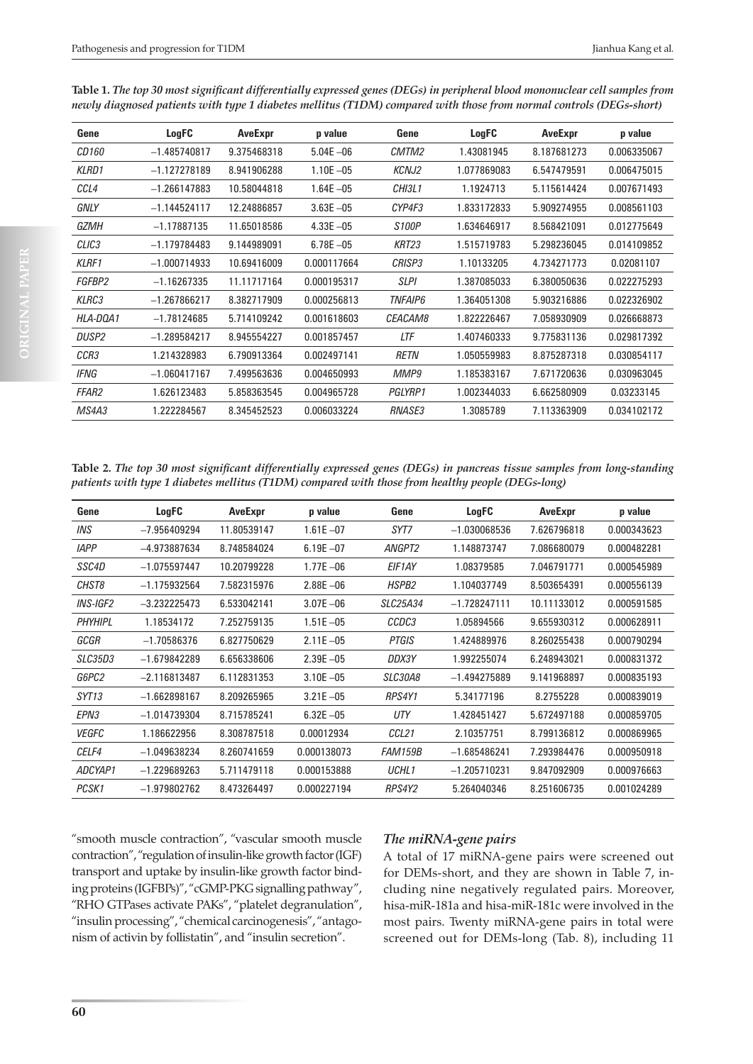**Table 1.** *The top 30 most significant differentially expressed genes (DEGs) in peripheral blood mononuclear cell samples from newly diagnosed patients with type 1 diabetes mellitus (T1DM) compared with those from normal controls (DEGs-short)*

| Gene | LogFC | AveExpr | p value | Gene | LogFC | AveExpr | p value |
|---|---|---|---|---|---|---|---|
| *CD160* | −1.485740817 | 9.375468318 | 5.04E −06 | *CMTM2* | 1.43081945 | 8.187681273 | 0.006335067 |
| *KLRD1* | −1.127278189 | 8.941906288 | 1.10E −05 | *KCNJ2* | 1.077869083 | 6.547479591 | 0.006475015 |
| *CCL4* | −1.266147883 | 10.58044818 | 1.64E −05 | *CHI3L1* | 1.1924713 | 5.115614424 | 0.007671493 |
| *GNLY* | −1.144524117 | 12.24886857 | 3.63E −05 | *CYP4F3* | 1.833172833 | 5.909274955 | 0.008561103 |
| *GZMH* | −1.17887135 | 11.65018586 | 4.33E −05 | *S100P* | 1.634646917 | 8.568421091 | 0.012775649 |
| *CLIC3* | −1.179784483 | 9.144989091 | 6.78E −05 | *KRT23* | 1.515719783 | 5.298236045 | 0.014109852 |
| *KLRF1* | −1.000714933 | 10.69416009 | 0.000117664 | *CRISP3* | 1.10133205 | 4.734271773 | 0.02081107 |
| *FGFBP2* | −1.16267335 | 11.11717164 | 0.000195317 | *SLPI* | 1.387085033 | 6.380050636 | 0.022275293 |
| *KLRC3* | −1.267866217 | 8.382717909 | 0.000256813 | *TNFAIP6* | 1.364051308 | 5.903216886 | 0.022326902 |
| *HLA-DQA1* | −1.78124685 | 5.714109242 | 0.001618603 | *CEACAM8* | 1.822226467 | 7.058930909 | 0.026668873 |
| *DUSP2* | −1.289584217 | 8.945554227 | 0.001857457 | *LTF* | 1.407460333 | 9.775831136 | 0.029817392 |
| *CCR3* | 1.214328983 | 6.790913364 | 0.002497141 | *RETN* | 1.050559983 | 8.875287318 | 0.030854117 |
| *IFNG* | −1.060417167 | 7.499563636 | 0.004650993 | *MMP9* | 1.185383167 | 7.671720636 | 0.030963045 |
| *FFAR2* | 1.626123483 | 5.858363545 | 0.004965728 | *PGLYRP1* | 1.002344033 | 6.662580909 | 0.03233145 |
| *MS4A3* | 1.222284567 | 8.345452523 | 0.006033224 | *RNASE3* | 1.3085789 | 7.113363909 | 0.034102172 |

**Table 2.** *The top 30 most significant differentially expressed genes (DEGs) in pancreas tissue samples from long-standing patients with type 1 diabetes mellitus (T1DM) compared with those from healthy people (DEGs-long)*

| Gene | LogFC | AveExpr | p value | Gene | LogFC | AveExpr | p value |
|---|---|---|---|---|---|---|---|
| *INS* | −7.956409294 | 11.80539147 | 1.61E −07 | *SYT7* | −1.030068536 | 7.626796818 | 0.000343623 |
| *IAPP* | −4.973887634 | 8.748584024 | 6.19E −07 | *ANGPT2* | 1.148873747 | 7.086680079 | 0.000482281 |
| *SSC4D* | −1.075597447 | 10.20799228 | 1.77E −06 | *EIF1AY* | 1.08379585 | 7.046791771 | 0.000545989 |
| *CHST8* | −1.175932564 | 7.582315976 | 2.88E −06 | *HSPB2* | 1.104037749 | 8.503654391 | 0.000556139 |
| *INS-IGF2* | −3.232225473 | 6.533042141 | 3.07E −06 | *SLC25A34* | −1.728247111 | 10.11133012 | 0.000591585 |
| *PHYHIPL* | 1.18534172 | 7.252759135 | 1.51E −05 | *CCDC3* | 1.05894566 | 9.655930312 | 0.000628911 |
| *GCGR* | −1.70586376 | 6.827750629 | 2.11E −05 | *PTGIS* | 1.424889976 | 8.260255438 | 0.000790294 |
| *SLC35D3* | −1.679842289 | 6.656338606 | 2.39E −05 | *DDX3Y* | 1.992255074 | 6.248943021 | 0.000831372 |
| *G6PC2* | −2.116813487 | 6.112831353 | 3.10E −05 | *SLC30A8* | −1.494275889 | 9.141968897 | 0.000835193 |
| *SYT13* | −1.662898167 | 8.209265965 | 3.21E −05 | *RPS4Y1* | 5.34177196 | 8.2755228 | 0.000839019 |
| *EPN3* | −1.014739304 | 8.715785241 | 6.32E −05 | *UTY* | 1.428451427 | 5.672497188 | 0.000859705 |
| *VEGFC* | 1.186622956 | 8.308787518 | 0.00012934 | *CCL21* | 2.10357751 | 8.799136812 | 0.000869965 |
| *CELF4* | −1.049638234 | 8.260741659 | 0.000138073 | *FAM159B* | −1.685486241 | 7.293984476 | 0.000950918 |
| *ADCYAP1* | −1.229689263 | 5.711479118 | 0.000153888 | *UCHL1* | −1.205710231 | 9.847092909 | 0.000976663 |
| *PCSK1* | −1.979802762 | 8.473264497 | 0.000227194 | *RPS4Y2* | 5.264040346 | 8.251606735 | 0.001024289 |

"smooth muscle contraction", "vascular smooth muscle contraction", "regulation of insulin-like growth factor (IGF) transport and uptake by insulin-like growth factor binding proteins (IGFBPs)", "cGMP-PKG signalling pathway", "RHO GTPases activate PAKs", "platelet degranulation", "insulin processing", "chemical carcinogenesis", "antagonism of activin by follistatin", and "insulin secretion".

### *The miRNA-gene pairs*

A total of 17 miRNA-gene pairs were screened out for DEMs-short, and they are shown in Table 7, including nine negatively regulated pairs. Moreover, hisa-miR-181a and hisa-miR-181c were involved in the most pairs. Twenty miRNA-gene pairs in total were screened out for DEMs-long (Tab. 8), including 11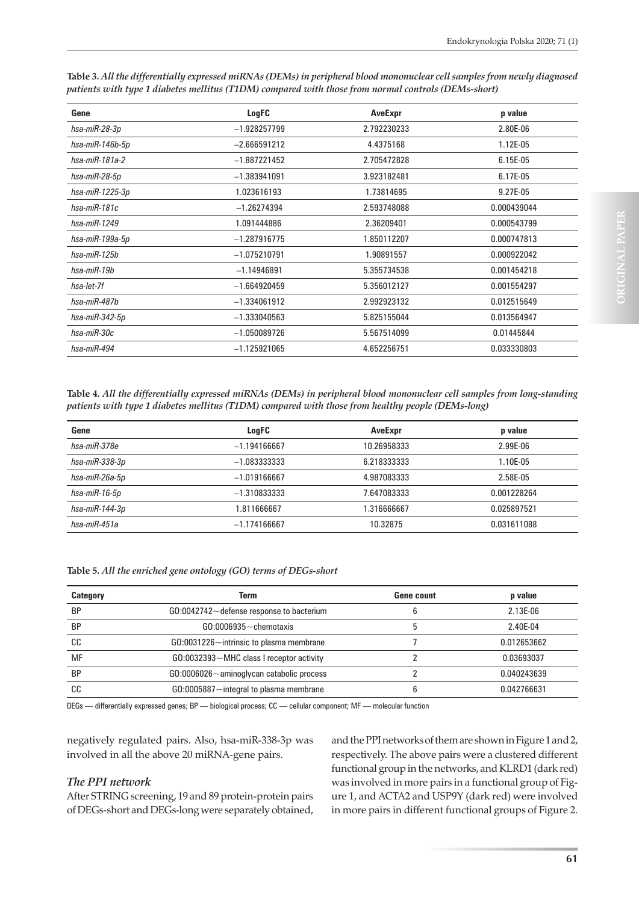**Table 3.** *All the differentially expressed miRNAs (DEMs) in peripheral blood mononuclear cell samples from newly diagnosed patients with type 1 diabetes mellitus (T1DM) compared with those from normal controls (DEMs-short)*

| Gene | LogFC | AveExpr | p value |
|---|---|---|---|
| *hsa-miR-28-3p* | –1.928257799 | 2.792230233 | 2.80E-06 |
| *hsa-miR-146b-5p* | –2.666591212 | 4.4375168 | 1.12E-05 |
| *hsa-miR-181a-2* | –1.887221452 | 2.705472828 | 6.15E-05 |
| *hsa-miR-28-5p* | –1.383941091 | 3.923182481 | 6.17E-05 |
| *hsa-miR-1225-3p* | 1.023616193 | 1.73814695 | 9.27E-05 |
| *hsa-miR-181c* | –1.26274394 | 2.593748088 | 0.000439044 |
| *hsa-miR-1249* | 1.091444886 | 2.36209401 | 0.000543799 |
| *hsa-miR-199a-5p* | –1.287916775 | 1.850112207 | 0.000747813 |
| *hsa-miR-125b* | –1.075210791 | 1.90891557 | 0.000922042 |
| *hsa-miR-19b* | –1.14946891 | 5.355734538 | 0.001454218 |
| *hsa-let-7f* | –1.664920459 | 5.356012127 | 0.001554297 |
| *hsa-miR-487b* | –1.334061912 | 2.992923132 | 0.012515649 |
| *hsa-miR-342-5p* | –1.333040563 | 5.825155044 | 0.013564947 |
| *hsa-miR-30c* | –1.050089726 | 5.567514099 | 0.01445844 |
| *hsa-miR-494* | –1.125921065 | 4.652256751 | 0.033330803 |

**Table 4.** *All the differentially expressed miRNAs (DEMs) in peripheral blood mononuclear cell samples from long-standing patients with type 1 diabetes mellitus (T1DM) compared with those from healthy people (DEMs-long)*

| Gene | LogFC | AveExpr | p value |
|---|---|---|---|
| *hsa-miR-378e* | –1.194166667 | 10.26958333 | 2.99E-06 |
| *hsa-miR-338-3p* | –1.083333333 | 6.218333333 | 1.10E-05 |
| *hsa-miR-26a-5p* | –1.019166667 | 4.987083333 | 2.58E-05 |
| *hsa-miR-16-5p* | –1.310833333 | 7.647083333 | 0.001228264 |
| *hsa-miR-144-3p* | 1.811666667 | 1.316666667 | 0.025897521 |
| *hsa-miR-451a* | –1.174166667 | 10.32875 | 0.031611088 |

**Table 5.** *All the enriched gene ontology (GO) terms of DEGs-short*

| Category | Term | Gene count | p value |
|---|---|---|---|
| BP | GO:0042742~defense response to bacterium | 6 | 2.13E-06 |
| BP | GO:0006935~chemotaxis | 5 | 2.40E-04 |
| CC | GO:0031226~intrinsic to plasma membrane | 7 | 0.012653662 |
| MF | GO:0032393~MHC class I receptor activity | 2 | 0.03693037 |
| BP | GO:0006026~aminoglycan catabolic process | 2 | 0.040243639 |
| CC | GO:0005887~integral to plasma membrane | 6 | 0.042766631 |

DEGs — differentially expressed genes; BP — biological process; CC — cellular component; MF — molecular function

negatively regulated pairs. Also, hsa-miR-338-3p was involved in all the above 20 miRNA-gene pairs.

### *The PPI network*

After STRING screening, 19 and 89 protein-protein pairs of DEGs-short and DEGs-long were separately obtained, and the PPI networks of them are shown in Figure 1 and 2, respectively. The above pairs were a clustered different functional group in the networks, and KLRD1 (dark red) was involved in more pairs in a functional group of Figure 1, and ACTA2 and USP9Y (dark red) were involved in more pairs in different functional groups of Figure 2.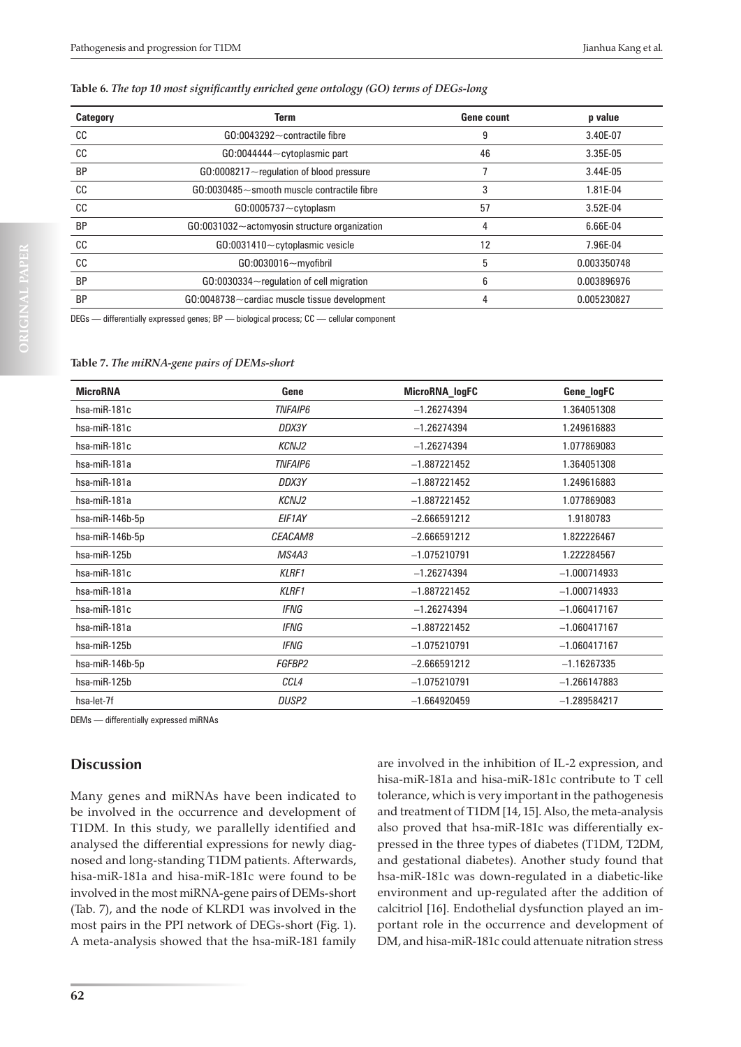**Table 6.** *The top 10 most significantly enriched gene ontology (GO) terms of DEGs-long*

| Category | Term | Gene count | p value |
|---|---|---|---|
| CC | GO:0043292~contractile fibre | 9 | 3.40E-07 |
| CC | GO:0044444~cytoplasmic part | 46 | 3.35E-05 |
| BP | GO:0008217~regulation of blood pressure | 7 | 3.44E-05 |
| CC | GO:0030485~smooth muscle contractile fibre | 3 | 1.81E-04 |
| CC | GO:0005737~cytoplasm | 57 | 3.52E-04 |
| BP | GO:0031032~actomyosin structure organization | 4 | 6.66E-04 |
| CC | GO:0031410~cytoplasmic vesicle | 12 | 7.96E-04 |
| CC | GO:0030016~myofibril | 5 | 0.003350748 |
| BP | GO:0030334~regulation of cell migration | 6 | 0.003896976 |
| BP | GO:0048738~cardiac muscle tissue development | 4 | 0.005230827 |

DEGs — differentially expressed genes; BP — biological process; CC — cellular component

**Table 7.** *The miRNA-gene pairs of DEMs-short*

| MicroRNA | Gene | MicroRNA_logFC | Gene_logFC |
|---|---|---|---|
| hsa-miR-181c | *TNFAIP6* | −1.26274394 | 1.364051308 |
| hsa-miR-181c | *DDX3Y* | −1.26274394 | 1.249616883 |
| hsa-miR-181c | *KCNJ2* | −1.26274394 | 1.077869083 |
| hsa-miR-181a | *TNFAIP6* | −1.887221452 | 1.364051308 |
| hsa-miR-181a | *DDX3Y* | −1.887221452 | 1.249616883 |
| hsa-miR-181a | *KCNJ2* | −1.887221452 | 1.077869083 |
| hsa-miR-146b-5p | *EIF1AY* | −2.666591212 | 1.9180783 |
| hsa-miR-146b-5p | *CEACAM8* | −2.666591212 | 1.822226467 |
| hsa-miR-125b | *MS4A3* | −1.075210791 | 1.222284567 |
| hsa-miR-181c | *KLRF1* | −1.26274394 | −1.000714933 |
| hsa-miR-181a | *KLRF1* | −1.887221452 | −1.000714933 |
| hsa-miR-181c | *IFNG* | −1.26274394 | −1.060417167 |
| hsa-miR-181a | *IFNG* | −1.887221452 | −1.060417167 |
| hsa-miR-125b | *IFNG* | −1.075210791 | −1.060417167 |
| hsa-miR-146b-5p | *FGFBP2* | −2.666591212 | −1.16267335 |
| hsa-miR-125b | *CCL4* | −1.075210791 | −1.266147883 |
| hsa-let-7f | *DUSP2* | −1.664920459 | −1.289584217 |

DEMs — differentially expressed miRNAs

## Discussion

Many genes and miRNAs have been indicated to be involved in the occurrence and development of T1DM. In this study, we parallelly identified and analysed the differential expressions for newly diagnosed and long-standing T1DM patients. Afterwards, hisa-miR-181a and hisa-miR-181c were found to be involved in the most miRNA-gene pairs of DEMs-short (Tab. 7), and the node of KLRD1 was involved in the most pairs in the PPI network of DEGs-short (Fig. 1). A meta-analysis showed that the hsa-miR-181 family are involved in the inhibition of IL-2 expression, and hisa-miR-181a and hisa-miR-181c contribute to T cell tolerance, which is very important in the pathogenesis and treatment of T1DM [14, 15]. Also, the meta-analysis also proved that hsa-miR-181c was differentially expressed in the three types of diabetes (T1DM, T2DM, and gestational diabetes). Another study found that hsa-miR-181c was down-regulated in a diabetic-like environment and up-regulated after the addition of calcitriol [16]. Endothelial dysfunction played an important role in the occurrence and development of DM, and hisa-miR-181c could attenuate nitration stress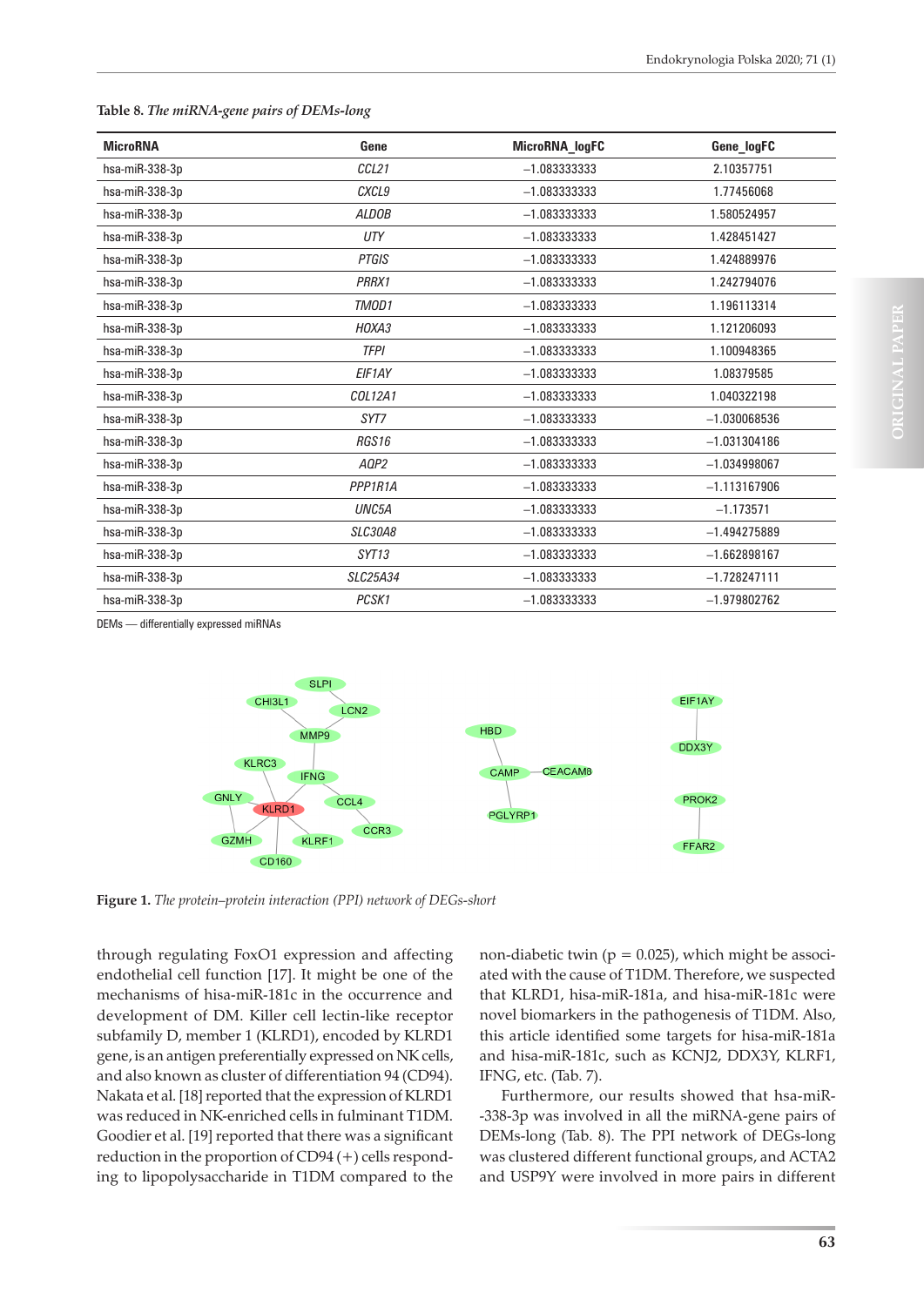**Table 8.** *The miRNA-gene pairs of DEMs-long*

| MicroRNA | Gene | MicroRNA_logFC | Gene_logFC |
|---|---|---|---|
| hsa-miR-338-3p | *CCL21* | −1.083333333 | 2.10357751 |
| hsa-miR-338-3p | *CXCL9* | −1.083333333 | 1.77456068 |
| hsa-miR-338-3p | *ALDOB* | −1.083333333 | 1.580524957 |
| hsa-miR-338-3p | *UTY* | −1.083333333 | 1.428451427 |
| hsa-miR-338-3p | *PTGIS* | −1.083333333 | 1.424889976 |
| hsa-miR-338-3p | *PRRX1* | −1.083333333 | 1.242794076 |
| hsa-miR-338-3p | *TMOD1* | −1.083333333 | 1.196113314 |
| hsa-miR-338-3p | *HOXA3* | −1.083333333 | 1.121206093 |
| hsa-miR-338-3p | *TFPI* | −1.083333333 | 1.100948365 |
| hsa-miR-338-3p | *EIF1AY* | −1.083333333 | 1.08379585 |
| hsa-miR-338-3p | *COL12A1* | −1.083333333 | 1.040322198 |
| hsa-miR-338-3p | *SYT7* | −1.083333333 | −1.030068536 |
| hsa-miR-338-3p | *RGS16* | −1.083333333 | −1.031304186 |
| hsa-miR-338-3p | *AQP2* | −1.083333333 | −1.034998067 |
| hsa-miR-338-3p | *PPP1R1A* | −1.083333333 | −1.113167906 |
| hsa-miR-338-3p | *UNC5A* | −1.083333333 | −1.173571 |
| hsa-miR-338-3p | *SLC30A8* | −1.083333333 | −1.494275889 |
| hsa-miR-338-3p | *SYT13* | −1.083333333 | −1.662898167 |
| hsa-miR-338-3p | *SLC25A34* | −1.083333333 | −1.728247111 |
| hsa-miR-338-3p | *PCSK1* | −1.083333333 | −1.979802762 |

DEMs — differentially expressed miRNAs

**Figure 1.** *The protein–protein interaction (PPI) network of DEGs-short*

through regulating FoxO1 expression and affecting endothelial cell function [17]. It might be one of the mechanisms of hisa-miR-181c in the occurrence and development of DM. Killer cell lectin-like receptor subfamily D, member 1 (KLRD1), encoded by KLRD1 gene, is an antigen preferentially expressed on NK cells, and also known as cluster of differentiation 94 (CD94). Nakata et al. [18] reported that the expression of KLRD1 was reduced in NK-enriched cells in fulminant T1DM. Goodier et al. [19] reported that there was a significant reduction in the proportion of CD94 (+) cells responding to lipopolysaccharide in T1DM compared to the non-diabetic twin ($p = 0.025$), which might be associated with the cause of T1DM. Therefore, we suspected that KLRD1, hisa-miR-181a, and hisa-miR-181c were novel biomarkers in the pathogenesis of T1DM. Also, this article identified some targets for hisa-miR-181a and hisa-miR-181c, such as KCNJ2, DDX3Y, KLRF1, IFNG, etc. (Tab. 7).

Furthermore, our results showed that hsa-miR--338-3p was involved in all the miRNA-gene pairs of DEMs-long (Tab. 8). The PPI network of DEGs-long was clustered different functional groups, and ACTA2 and USP9Y were involved in more pairs in different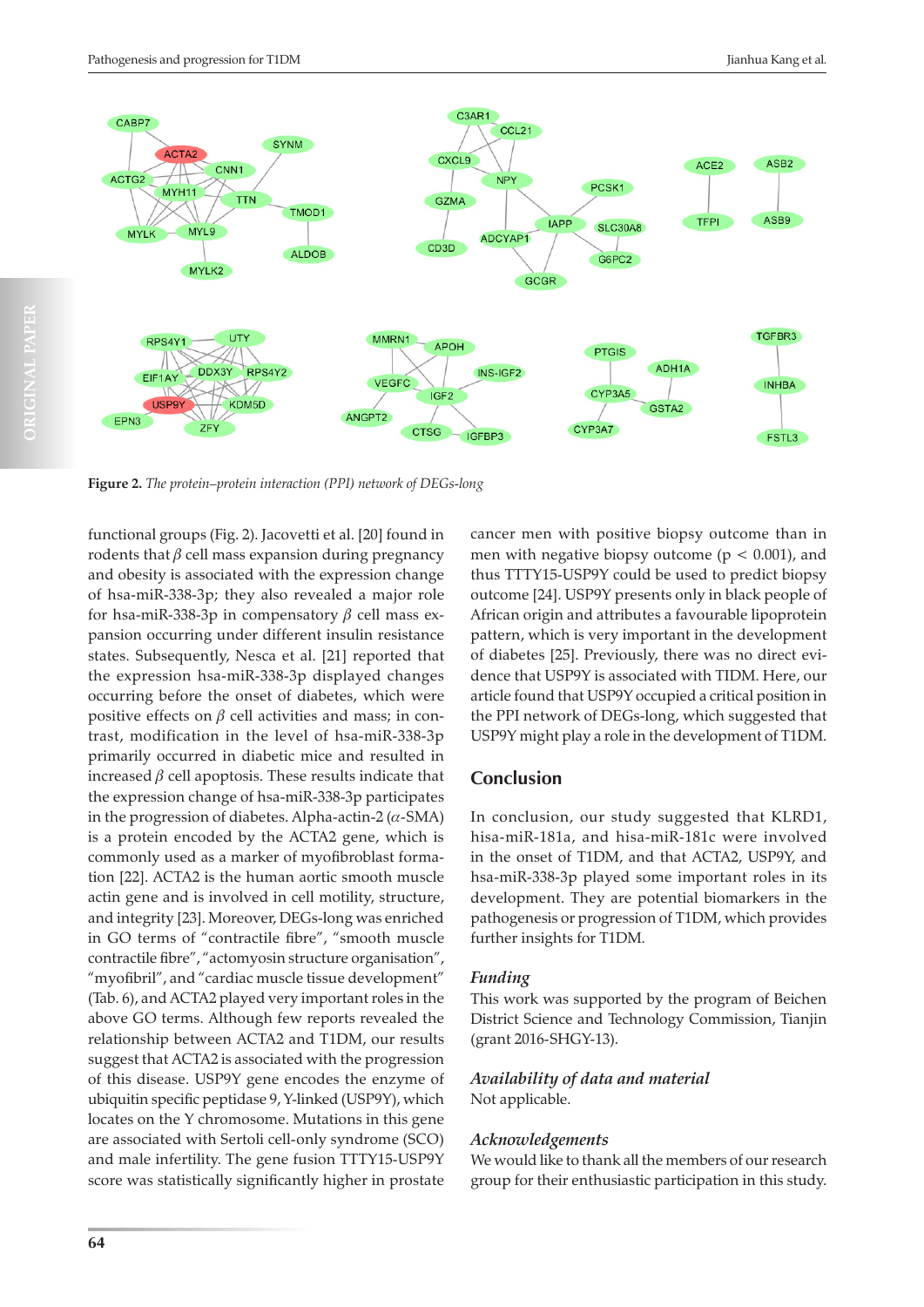**Figure 2.** *The protein–protein interaction (PPI) network of DEGs-long*

functional groups (Fig. 2). Jacovetti et al. [20] found in rodents that $\beta$ cell mass expansion during pregnancy and obesity is associated with the expression change of hsa-miR-338-3p; they also revealed a major role for hsa-miR-338-3p in compensatory $\beta$ cell mass expansion occurring under different insulin resistance states. Subsequently, Nesca et al. [21] reported that the expression hsa-miR-338-3p displayed changes occurring before the onset of diabetes, which were positive effects on $\beta$ cell activities and mass; in contrast, modification in the level of hsa-miR-338-3p primarily occurred in diabetic mice and resulted in increased $\beta$ cell apoptosis. These results indicate that the expression change of hsa-miR-338-3p participates in the progression of diabetes. Alpha-actin-2 ($\alpha$-SMA) is a protein encoded by the ACTA2 gene, which is commonly used as a marker of myofibroblast formation [22]. ACTA2 is the human aortic smooth muscle actin gene and is involved in cell motility, structure, and integrity [23]. Moreover, DEGs-long was enriched in GO terms of "contractile fibre", "smooth muscle contractile fibre", "actomyosin structure organisation", "myofibril", and "cardiac muscle tissue development" (Tab. 6), and ACTA2 played very important roles in the above GO terms. Although few reports revealed the relationship between ACTA2 and T1DM, our results suggest that ACTA2 is associated with the progression of this disease. USP9Y gene encodes the enzyme of ubiquitin specific peptidase 9, Y-linked (USP9Y), which locates on the Y chromosome. Mutations in this gene are associated with Sertoli cell-only syndrome (SCO) and male infertility. The gene fusion TTTY15-USP9Y score was statistically significantly higher in prostate cancer men with positive biopsy outcome than in men with negative biopsy outcome ($p < 0.001$), and thus TTTY15-USP9Y could be used to predict biopsy outcome [24]. USP9Y presents only in black people of African origin and attributes a favourable lipoprotein pattern, which is very important in the development of diabetes [25]. Previously, there was no direct evidence that USP9Y is associated with TIDM. Here, our article found that USP9Y occupied a critical position in the PPI network of DEGs-long, which suggested that USP9Y might play a role in the development of T1DM.

## Conclusion

In conclusion, our study suggested that KLRD1, hisa-miR-181a, and hisa-miR-181c were involved in the onset of T1DM, and that ACTA2, USP9Y, and hsa-miR-338-3p played some important roles in its development. They are potential biomarkers in the pathogenesis or progression of T1DM, which provides further insights for T1DM.

### *Funding*

This work was supported by the program of Beichen District Science and Technology Commission, Tianjin (grant 2016-SHGY-13).

### *Availability of data and material*

Not applicable.

### *Acknowledgements*

We would like to thank all the members of our research group for their enthusiastic participation in this study.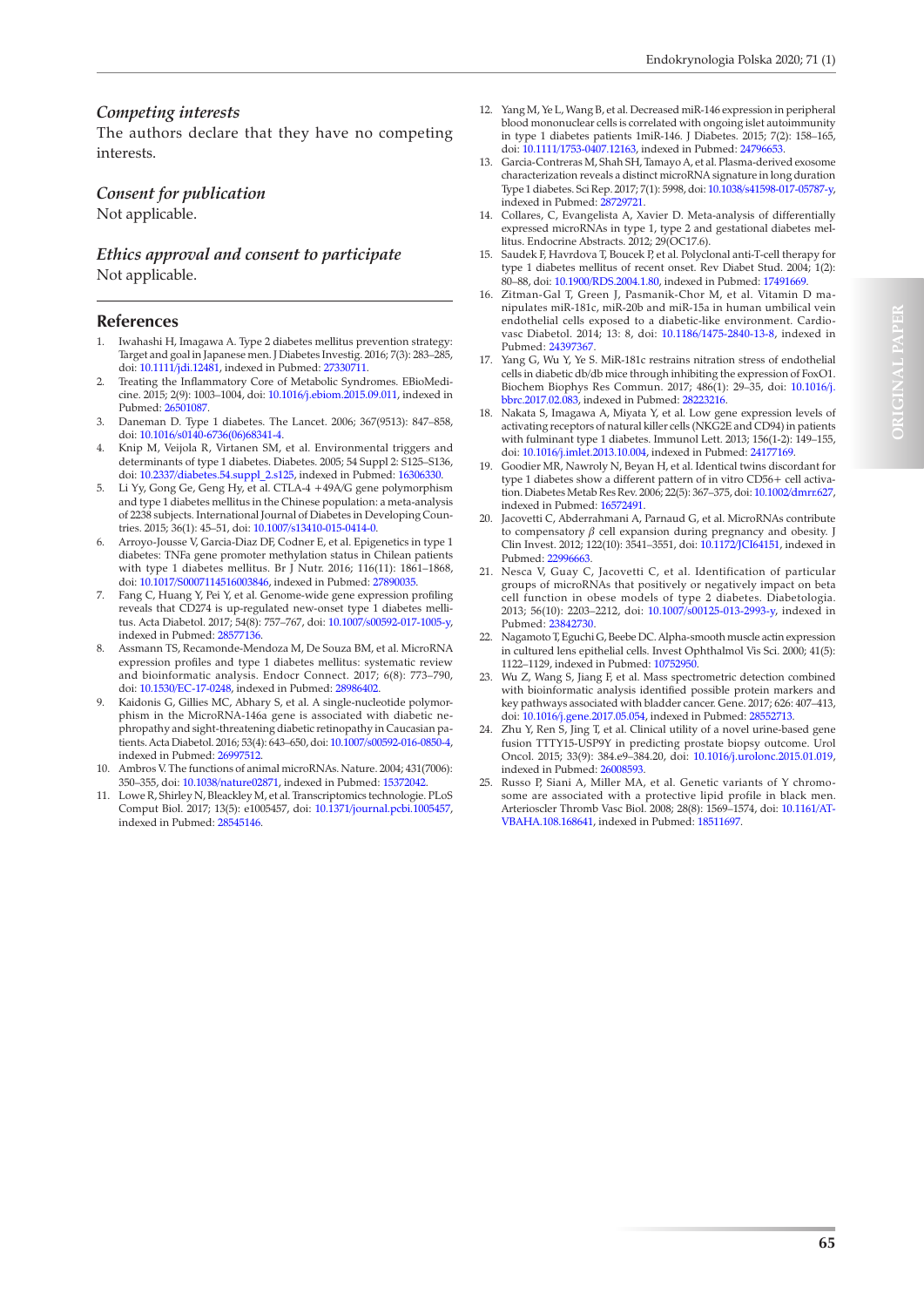### *Competing interests*

The authors declare that they have no competing interests.

### *Consent for publication*

Not applicable.

### *Ethics approval and consent to participate*

Not applicable.

## References

1. Iwahashi H, Imagawa A. Type 2 diabetes mellitus prevention strategy: Target and goal in Japanese men. J Diabetes Investig. 2016; 7(3): 283–285, doi: 10.1111/jdi.12481, indexed in Pubmed: 27330711.
2. Treating the Inflammatory Core of Metabolic Syndromes. EBioMedicine. 2015; 2(9): 1003–1004, doi: 10.1016/j.ebiom.2015.09.011, indexed in Pubmed: 26501087.
3. Daneman D. Type 1 diabetes. The Lancet. 2006; 367(9513): 847–858, doi: 10.1016/s0140-6736(06)68341-4.
4. Knip M, Veijola R, Virtanen SM, et al. Environmental triggers and determinants of type 1 diabetes. Diabetes. 2005; 54 Suppl 2: S125–S136, doi: 10.2337/diabetes.54.suppl_2.s125, indexed in Pubmed: 16306330.
5. Li Yy, Gong Ge, Geng Hy, et al. CTLA-4 +49A/G gene polymorphism and type 1 diabetes mellitus in the Chinese population: a meta-analysis of 2238 subjects. International Journal of Diabetes in Developing Countries. 2015; 36(1): 45–51, doi: 10.1007/s13410-015-0414-0.
6. Arroyo-Jousse V, Garcia-Diaz DF, Codner E, et al. Epigenetics in type 1 diabetes: TNFa gene promoter methylation status in Chilean patients with type 1 diabetes mellitus. Br J Nutr. 2016; 116(11): 1861–1868, doi: 10.1017/S0007114516003846, indexed in Pubmed: 27890035.
7. Fang C, Huang Y, Pei Y, et al. Genome-wide gene expression profiling reveals that CD274 is up-regulated new-onset type 1 diabetes mellitus. Acta Diabetol. 2017; 54(8): 757–767, doi: 10.1007/s00592-017-1005-y, indexed in Pubmed: 28577136.
8. Assmann TS, Recamonde-Mendoza M, De Souza BM, et al. MicroRNA expression profiles and type 1 diabetes mellitus: systematic review and bioinformatic analysis. Endocr Connect. 2017; 6(8): 773–790, doi: 10.1530/EC-17-0248, indexed in Pubmed: 28986402.
9. Kaidonis G, Gillies MC, Abhary S, et al. A single-nucleotide polymorphism in the MicroRNA-146a gene is associated with diabetic nephropathy and sight-threatening diabetic retinopathy in Caucasian patients. Acta Diabetol. 2016; 53(4): 643–650, doi: 10.1007/s00592-016-0850-4, indexed in Pubmed: 26997512.
10. Ambros V. The functions of animal microRNAs. Nature. 2004; 431(7006): 350–355, doi: 10.1038/nature02871, indexed in Pubmed: 15372042.
11. Lowe R, Shirley N, Bleackley M, et al. Transcriptomics technologie. PLoS Comput Biol. 2017; 13(5): e1005457, doi: 10.1371/journal.pcbi.1005457, indexed in Pubmed: 28545146.
12. Yang M, Ye L, Wang B, et al. Decreased miR-146 expression in peripheral blood mononuclear cells is correlated with ongoing islet autoimmunity in type 1 diabetes patients 1miR-146. J Diabetes. 2015; 7(2): 158–165, doi: 10.1111/1753-0407.12163, indexed in Pubmed: 24796653.
13. Garcia-Contreras M, Shah SH, Tamayo A, et al. Plasma-derived exosome characterization reveals a distinct microRNA signature in long duration Type 1 diabetes. Sci Rep. 2017; 7(1): 5998, doi: 10.1038/s41598-017-05787-y, indexed in Pubmed: 28729721.
14. Collares, C, Evangelista A, Xavier D. Meta-analysis of differentially expressed microRNAs in type 1, type 2 and gestational diabetes mellitus. Endocrine Abstracts. 2012; 29(OC17.6).
15. Saudek F, Havrdova T, Boucek P, et al. Polyclonal anti-T-cell therapy for type 1 diabetes mellitus of recent onset. Rev Diabet Stud. 2004; 1(2): 80–88, doi: 10.1900/RDS.2004.1.80, indexed in Pubmed: 17491669.
16. Zitman-Gal T, Green J, Pasmanik-Chor M, et al. Vitamin D manipulates miR-181c, miR-20b and miR-15a in human umbilical vein endothelial cells exposed to a diabetic-like environment. Cardiovasc Diabetol. 2014; 13: 8, doi: 10.1186/1475-2840-13-8, indexed in Pubmed: 24397367.
17. Yang G, Wu Y, Ye S. MiR-181c restrains nitration stress of endothelial cells in diabetic db/db mice through inhibiting the expression of FoxO1. Biochem Biophys Res Commun. 2017; 486(1): 29–35, doi: 10.1016/j.bbrc.2017.02.083, indexed in Pubmed: 28223216.
18. Nakata S, Imagawa A, Miyata Y, et al. Low gene expression levels of activating receptors of natural killer cells (NKG2E and CD94) in patients with fulminant type 1 diabetes. Immunol Lett. 2013; 156(1-2): 149–155, doi: 10.1016/j.imlet.2013.10.004, indexed in Pubmed: 24177169.
19. Goodier MR, Nawroly N, Beyan H, et al. Identical twins discordant for type 1 diabetes show a different pattern of in vitro CD56+ cell activation. Diabetes Metab Res Rev. 2006; 22(5): 367–375, doi: 10.1002/dmrr.627, indexed in Pubmed: 16572491.
20. Jacovetti C, Abderrahmani A, Parnaud G, et al. MicroRNAs contribute to compensatory $\beta$ cell expansion during pregnancy and obesity. J Clin Invest. 2012; 122(10): 3541–3551, doi: 10.1172/JCI64151, indexed in Pubmed: 22996663.
21. Nesca V, Guay C, Jacovetti C, et al. Identification of particular groups of microRNAs that positively or negatively impact on beta cell function in obese models of type 2 diabetes. Diabetologia. 2013; 56(10): 2203–2212, doi: 10.1007/s00125-013-2993-y, indexed in Pubmed: 23842730.
22. Nagamoto T, Eguchi G, Beebe DC. Alpha-smooth muscle actin expression in cultured lens epithelial cells. Invest Ophthalmol Vis Sci. 2000; 41(5): 1122–1129, indexed in Pubmed: 10752950.
23. Wu Z, Wang S, Jiang F, et al. Mass spectrometric detection combined with bioinformatic analysis identified possible protein markers and key pathways associated with bladder cancer. Gene. 2017; 626: 407–413, doi: 10.1016/j.gene.2017.05.054, indexed in Pubmed: 28552713.
24. Zhu Y, Ren S, Jing T, et al. Clinical utility of a novel urine-based gene fusion TTTY15-USP9Y in predicting prostate biopsy outcome. Urol Oncol. 2015; 33(9): 384.e9–384.20, doi: 10.1016/j.urolonc.2015.01.019, indexed in Pubmed: 26008593.
25. Russo P, Siani A, Miller MA, et al. Genetic variants of Y chromosome are associated with a protective lipid profile in black men. Arterioscler Thromb Vasc Biol. 2008; 28(8): 1569–1574, doi: 10.1161/ATVBAHA.108.168641, indexed in Pubmed: 18511697.